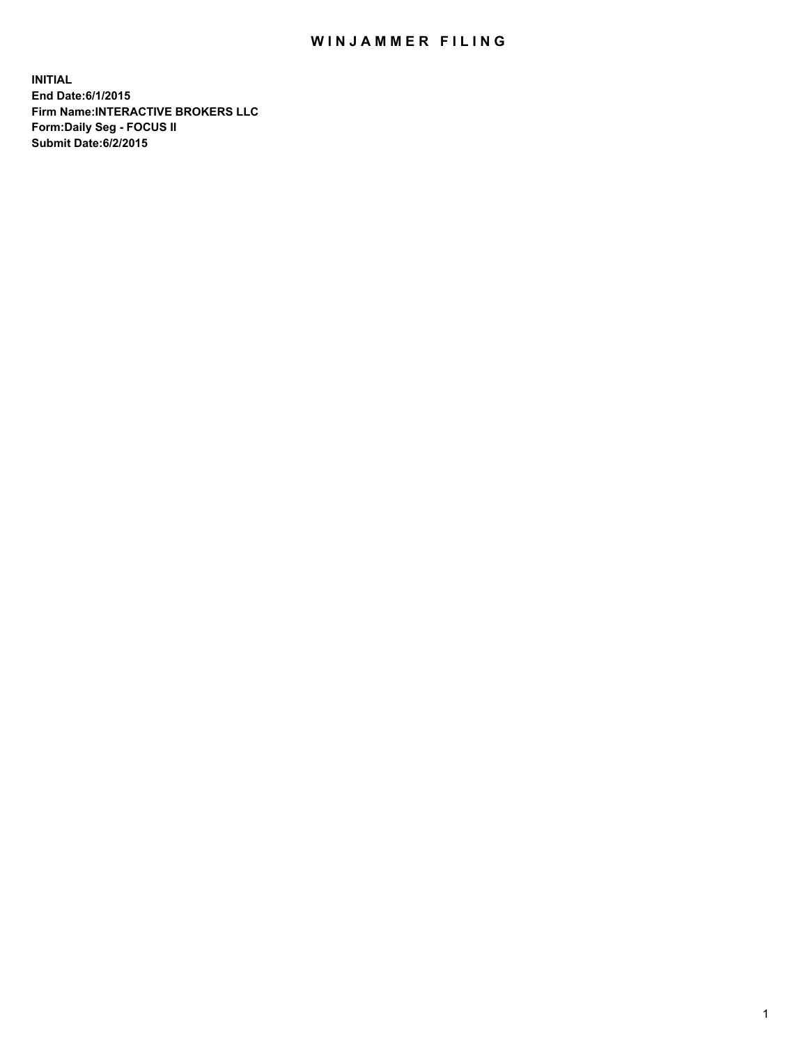# WINJAMMER FILING

**INITIAL**
**End Date:6/1/2015**
**Firm Name:INTERACTIVE BROKERS LLC**
**Form:Daily Seg - FOCUS II**
**Submit Date:6/2/2015**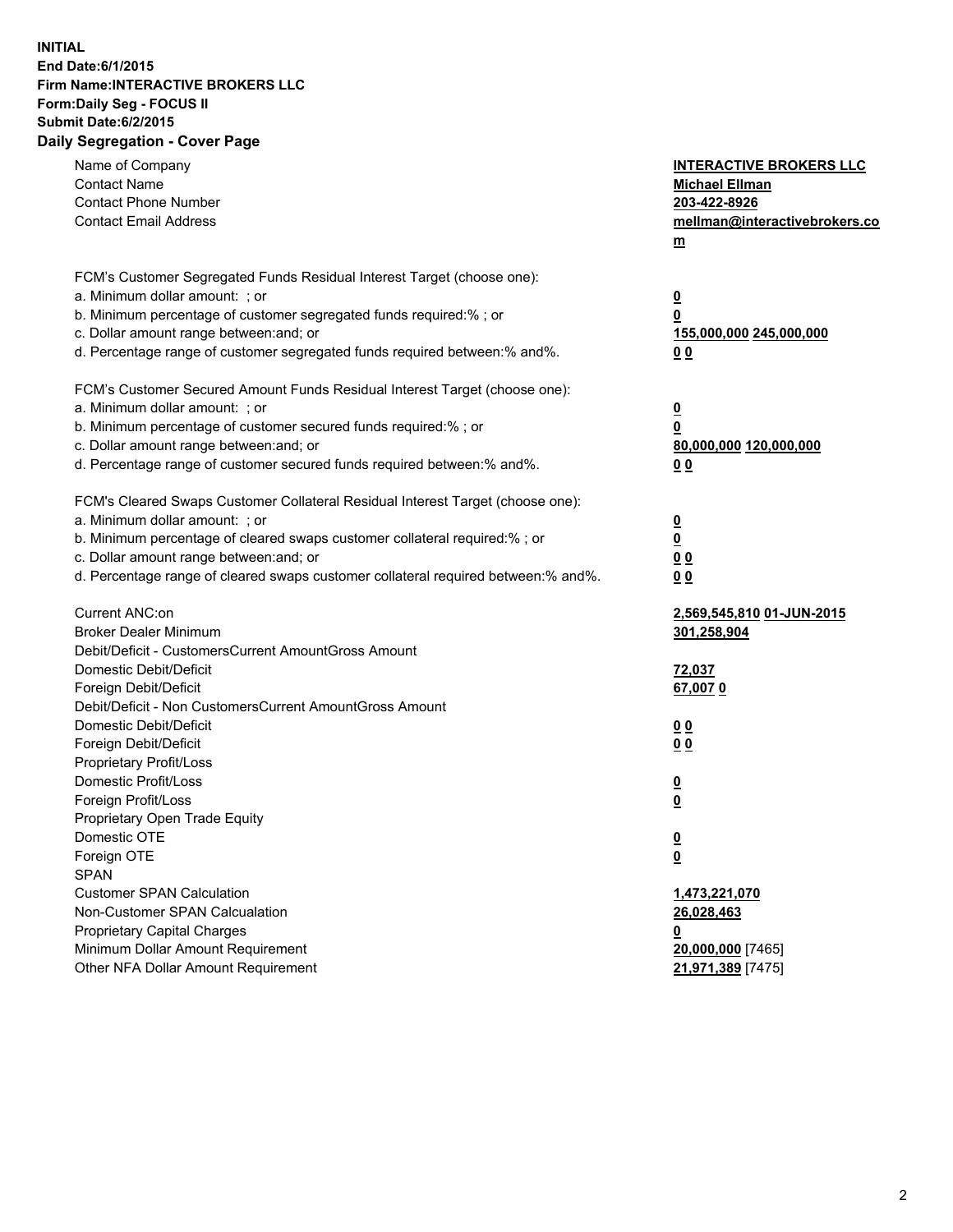**INITIAL**
**End Date:6/1/2015**
**Firm Name:INTERACTIVE BROKERS LLC**
**Form:Daily Seg - FOCUS II**
**Submit Date:6/2/2015**

## Daily Segregation - Cover Page

| | |
|---|---|
| Name of Company | **INTERACTIVE BROKERS LLC** |
| Contact Name | **Michael Ellman** |
| Contact Phone Number | **203-422-8926** |
| Contact Email Address | **mellman@interactivebrokers.com** |
| FCM's Customer Segregated Funds Residual Interest Target (choose one): | |
| a. Minimum dollar amount: ; or | **0** |
| b. Minimum percentage of customer segregated funds required:% ; or | **0** |
| c. Dollar amount range between:and; or | **155,000,000 245,000,000** |
| d. Percentage range of customer segregated funds required between:% and%. | **0 0** |
| FCM's Customer Secured Amount Funds Residual Interest Target (choose one): | |
| a. Minimum dollar amount: ; or | **0** |
| b. Minimum percentage of customer secured funds required:% ; or | **0** |
| c. Dollar amount range between:and; or | **80,000,000 120,000,000** |
| d. Percentage range of customer secured funds required between:% and%. | **0 0** |
| FCM's Cleared Swaps Customer Collateral Residual Interest Target (choose one): | |
| a. Minimum dollar amount: ; or | **0** |
| b. Minimum percentage of cleared swaps customer collateral required:% ; or | **0** |
| c. Dollar amount range between:and; or | **0 0** |
| d. Percentage range of cleared swaps customer collateral required between:% and%. | **0 0** |
| Current ANC:on | **2,569,545,810 01-JUN-2015** |
| Broker Dealer Minimum | **301,258,904** |
| Debit/Deficit - CustomersCurrent AmountGross Amount | |
| Domestic Debit/Deficit | **72,037** |
| Foreign Debit/Deficit | **67,007 0** |
| Debit/Deficit - Non CustomersCurrent AmountGross Amount | |
| Domestic Debit/Deficit | **0 0** |
| Foreign Debit/Deficit | **0 0** |
| Proprietary Profit/Loss | |
| Domestic Profit/Loss | **0** |
| Foreign Profit/Loss | **0** |
| Proprietary Open Trade Equity | |
| Domestic OTE | **0** |
| Foreign OTE | **0** |
| SPAN | |
| Customer SPAN Calculation | **1,473,221,070** |
| Non-Customer SPAN Calcualation | **26,028,463** |
| Proprietary Capital Charges | **0** |
| Minimum Dollar Amount Requirement | **20,000,000** [7465] |
| Other NFA Dollar Amount Requirement | **21,971,389** [7475] |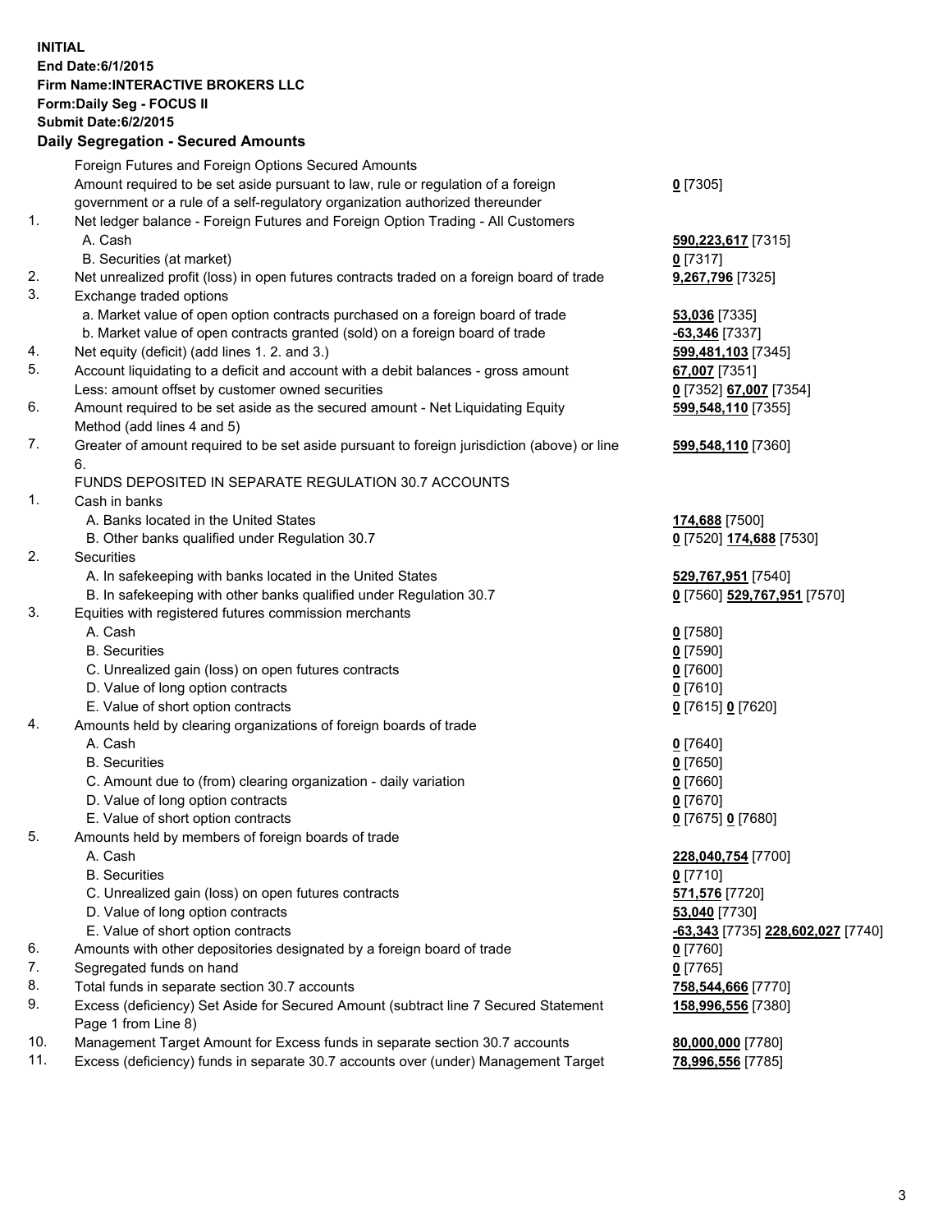**INITIAL**
**End Date:6/1/2015**
**Firm Name:INTERACTIVE BROKERS LLC**
**Form:Daily Seg - FOCUS II**
**Submit Date:6/2/2015**

## Daily Segregation - Secured Amounts

| | | |
|---|---|---|
| | Foreign Futures and Foreign Options Secured Amounts | |
| | Amount required to be set aside pursuant to law, rule or regulation of a foreign government or a rule of a self-regulatory organization authorized thereunder | **0** [7305] |
| 1. | Net ledger balance - Foreign Futures and Foreign Option Trading - All Customers | |
| | A. Cash | **590,223,617** [7315] |
| | B. Securities (at market) | **0** [7317] |
| 2. | Net unrealized profit (loss) in open futures contracts traded on a foreign board of trade | **9,267,796** [7325] |
| 3. | Exchange traded options | |
| | a. Market value of open option contracts purchased on a foreign board of trade | **53,036** [7335] |
| | b. Market value of open contracts granted (sold) on a foreign board of trade | **-63,346** [7337] |
| 4. | Net equity (deficit) (add lines 1. 2. and 3.) | **599,481,103** [7345] |
| 5. | Account liquidating to a deficit and account with a debit balances - gross amount | **67,007** [7351] |
| | Less: amount offset by customer owned securities | **0** [7352] **67,007** [7354] |
| 6. | Amount required to be set aside as the secured amount - Net Liquidating Equity Method (add lines 4 and 5) | **599,548,110** [7355] |
| 7. | Greater of amount required to be set aside pursuant to foreign jurisdiction (above) or line 6. | **599,548,110** [7360] |
| | FUNDS DEPOSITED IN SEPARATE REGULATION 30.7 ACCOUNTS | |
| 1. | Cash in banks | |
| | A. Banks located in the United States | **174,688** [7500] |
| | B. Other banks qualified under Regulation 30.7 | **0** [7520] **174,688** [7530] |
| 2. | Securities | |
| | A. In safekeeping with banks located in the United States | **529,767,951** [7540] |
| | B. In safekeeping with other banks qualified under Regulation 30.7 | **0** [7560] **529,767,951** [7570] |
| 3. | Equities with registered futures commission merchants | |
| | A. Cash | **0** [7580] |
| | B. Securities | **0** [7590] |
| | C. Unrealized gain (loss) on open futures contracts | **0** [7600] |
| | D. Value of long option contracts | **0** [7610] |
| | E. Value of short option contracts | **0** [7615] **0** [7620] |
| 4. | Amounts held by clearing organizations of foreign boards of trade | |
| | A. Cash | **0** [7640] |
| | B. Securities | **0** [7650] |
| | C. Amount due to (from) clearing organization - daily variation | **0** [7660] |
| | D. Value of long option contracts | **0** [7670] |
| | E. Value of short option contracts | **0** [7675] **0** [7680] |
| 5. | Amounts held by members of foreign boards of trade | |
| | A. Cash | **228,040,754** [7700] |
| | B. Securities | **0** [7710] |
| | C. Unrealized gain (loss) on open futures contracts | **571,576** [7720] |
| | D. Value of long option contracts | **53,040** [7730] |
| | E. Value of short option contracts | **-63,343** [7735] **228,602,027** [7740] |
| 6. | Amounts with other depositories designated by a foreign board of trade | **0** [7760] |
| 7. | Segregated funds on hand | **0** [7765] |
| 8. | Total funds in separate section 30.7 accounts | **758,544,666** [7770] |
| 9. | Excess (deficiency) Set Aside for Secured Amount (subtract line 7 Secured Statement Page 1 from Line 8) | **158,996,556** [7380] |
| 10. | Management Target Amount for Excess funds in separate section 30.7 accounts | **80,000,000** [7780] |
| 11. | Excess (deficiency) funds in separate 30.7 accounts over (under) Management Target | **78,996,556** [7785] |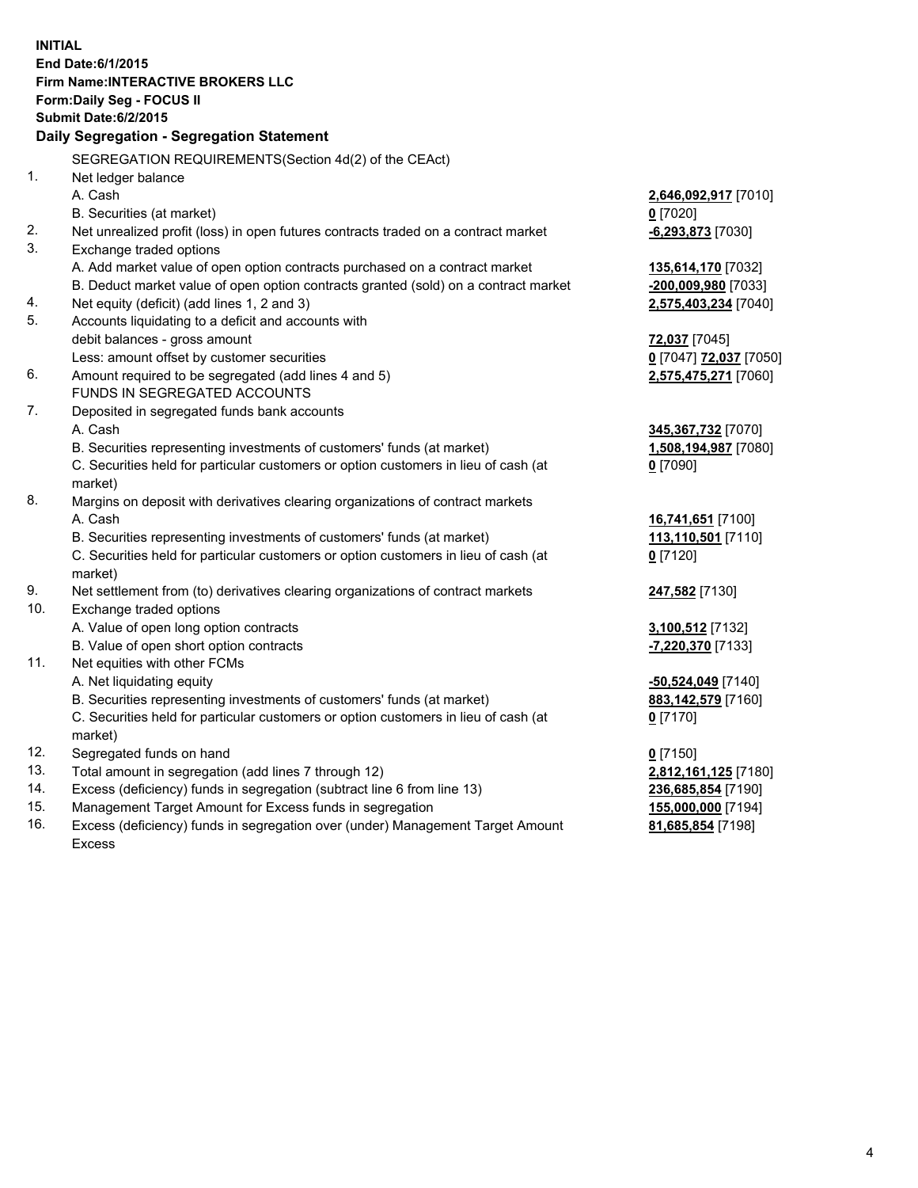**INITIAL**
**End Date:6/1/2015**
**Firm Name:INTERACTIVE BROKERS LLC**
**Form:Daily Seg - FOCUS II**
**Submit Date:6/2/2015**

## Daily Segregation - Segregation Statement

| | | |
|---|---|---|
| | SEGREGATION REQUIREMENTS(Section 4d(2) of the CEAct) | |
| 1. | Net ledger balance | |
| | A. Cash | **2,646,092,917** [7010] |
| | B. Securities (at market) | **0** [7020] |
| 2. | Net unrealized profit (loss) in open futures contracts traded on a contract market | **-6,293,873** [7030] |
| 3. | Exchange traded options | |
| | A. Add market value of open option contracts purchased on a contract market | **135,614,170** [7032] |
| | B. Deduct market value of open option contracts granted (sold) on a contract market | **-200,009,980** [7033] |
| 4. | Net equity (deficit) (add lines 1, 2 and 3) | **2,575,403,234** [7040] |
| 5. | Accounts liquidating to a deficit and accounts with | |
| | debit balances - gross amount | **72,037** [7045] |
| | Less: amount offset by customer securities | **0** [7047] **72,037** [7050] |
| 6. | Amount required to be segregated (add lines 4 and 5) | **2,575,475,271** [7060] |
| | FUNDS IN SEGREGATED ACCOUNTS | |
| 7. | Deposited in segregated funds bank accounts | |
| | A. Cash | **345,367,732** [7070] |
| | B. Securities representing investments of customers' funds (at market) | **1,508,194,987** [7080] |
| | C. Securities held for particular customers or option customers in lieu of cash (at market) | **0** [7090] |
| 8. | Margins on deposit with derivatives clearing organizations of contract markets | |
| | A. Cash | **16,741,651** [7100] |
| | B. Securities representing investments of customers' funds (at market) | **113,110,501** [7110] |
| | C. Securities held for particular customers or option customers in lieu of cash (at market) | **0** [7120] |
| 9. | Net settlement from (to) derivatives clearing organizations of contract markets | **247,582** [7130] |
| 10. | Exchange traded options | |
| | A. Value of open long option contracts | **3,100,512** [7132] |
| | B. Value of open short option contracts | **-7,220,370** [7133] |
| 11. | Net equities with other FCMs | |
| | A. Net liquidating equity | **-50,524,049** [7140] |
| | B. Securities representing investments of customers' funds (at market) | **883,142,579** [7160] |
| | C. Securities held for particular customers or option customers in lieu of cash (at market) | **0** [7170] |
| 12. | Segregated funds on hand | **0** [7150] |
| 13. | Total amount in segregation (add lines 7 through 12) | **2,812,161,125** [7180] |
| 14. | Excess (deficiency) funds in segregation (subtract line 6 from line 13) | **236,685,854** [7190] |
| 15. | Management Target Amount for Excess funds in segregation | **155,000,000** [7194] |
| 16. | Excess (deficiency) funds in segregation over (under) Management Target Amount Excess | **81,685,854** [7198] |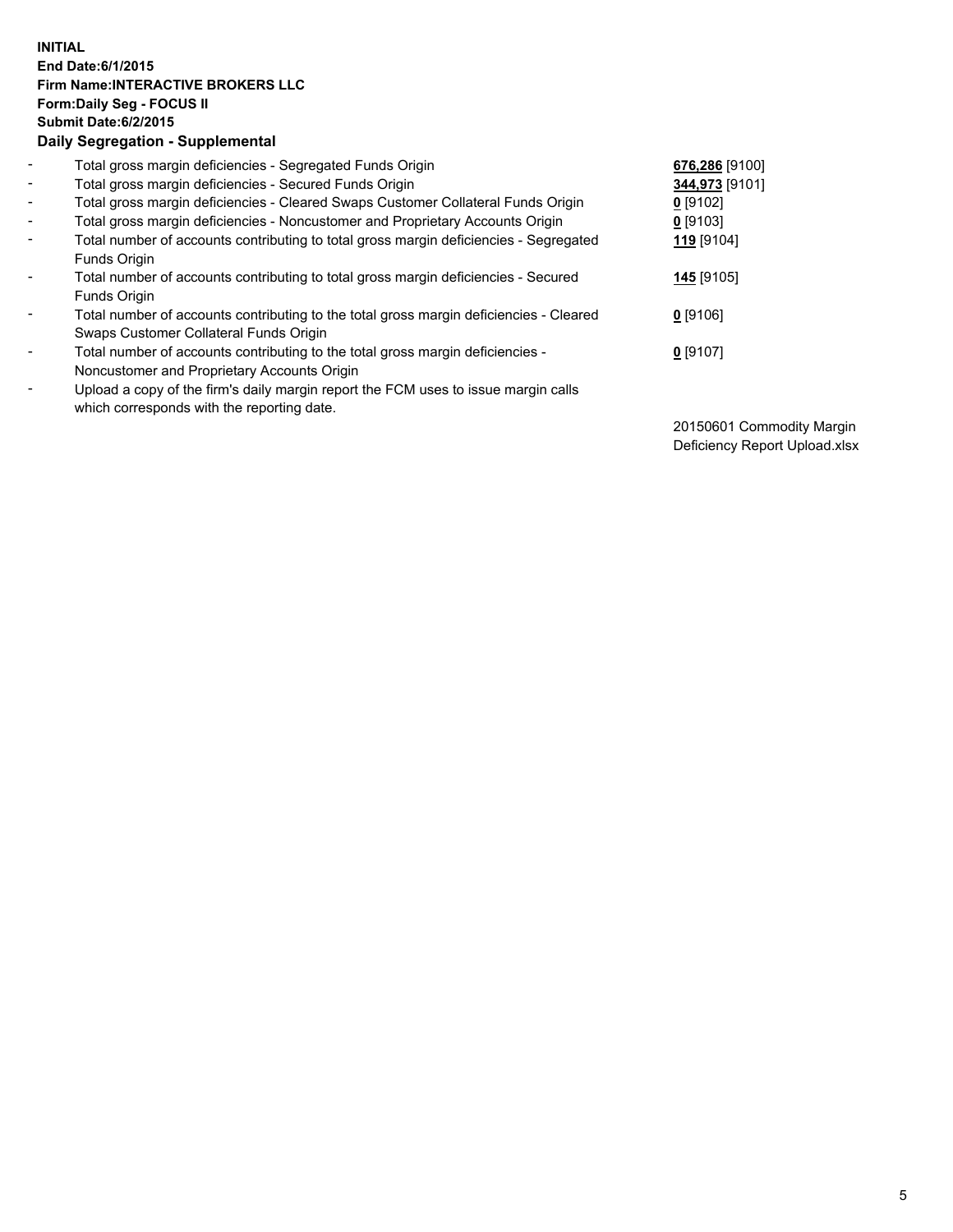**INITIAL**
**End Date:6/1/2015**
**Firm Name:INTERACTIVE BROKERS LLC**
**Form:Daily Seg - FOCUS II**
**Submit Date:6/2/2015**

**Daily Segregation - Supplemental**

- Total gross margin deficiencies - Segregated Funds Origin **676,286** [9100]
- Total gross margin deficiencies - Secured Funds Origin **344,973** [9101]
- Total gross margin deficiencies - Cleared Swaps Customer Collateral Funds Origin **0** [9102]
- Total gross margin deficiencies - Noncustomer and Proprietary Accounts Origin **0** [9103]
- Total number of accounts contributing to total gross margin deficiencies - Segregated Funds Origin **119** [9104]
- Total number of accounts contributing to total gross margin deficiencies - Secured Funds Origin **145** [9105]
- Total number of accounts contributing to the total gross margin deficiencies - Cleared Swaps Customer Collateral Funds Origin **0** [9106]
- Total number of accounts contributing to the total gross margin deficiencies - Noncustomer and Proprietary Accounts Origin **0** [9107]
- Upload a copy of the firm's daily margin report the FCM uses to issue margin calls which corresponds with the reporting date.

20150601 Commodity Margin Deficiency Report Upload.xlsx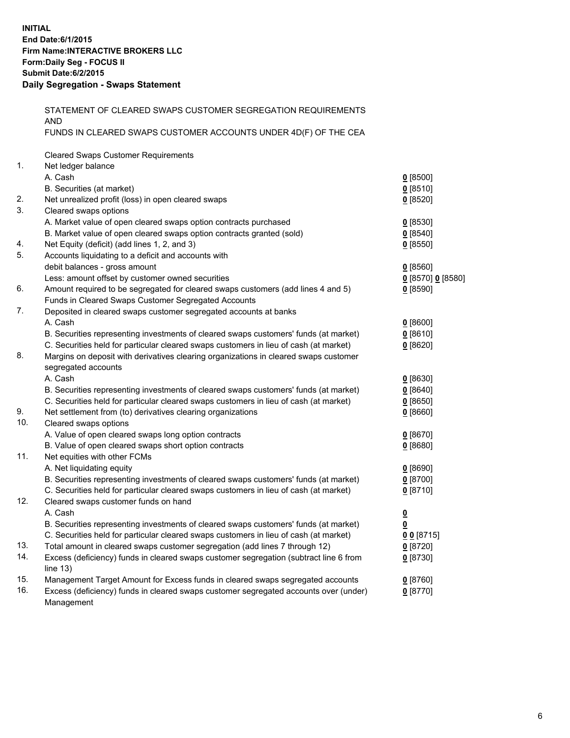**INITIAL**
**End Date:6/1/2015**
**Firm Name:INTERACTIVE BROKERS LLC**
**Form:Daily Seg - FOCUS II**
**Submit Date:6/2/2015**
**Daily Segregation - Swaps Statement**

STATEMENT OF CLEARED SWAPS CUSTOMER SEGREGATION REQUIREMENTS AND FUNDS IN CLEARED SWAPS CUSTOMER ACCOUNTS UNDER 4D(F) OF THE CEA

| | | |
|---|---|---|
| | Cleared Swaps Customer Requirements | |
| 1. | Net ledger balance | |
| | A. Cash | 0 [8500] |
| | B. Securities (at market) | 0 [8510] |
| 2. | Net unrealized profit (loss) in open cleared swaps | 0 [8520] |
| 3. | Cleared swaps options | |
| | A. Market value of open cleared swaps option contracts purchased | 0 [8530] |
| | B. Market value of open cleared swaps option contracts granted (sold) | 0 [8540] |
| 4. | Net Equity (deficit) (add lines 1, 2, and 3) | 0 [8550] |
| 5. | Accounts liquidating to a deficit and accounts with debit balances - gross amount | 0 [8560] |
| | Less: amount offset by customer owned securities | 0 [8570] 0 [8580] |
| 6. | Amount required to be segregated for cleared swaps customers (add lines 4 and 5) | 0 [8590] |
| | Funds in Cleared Swaps Customer Segregated Accounts | |
| 7. | Deposited in cleared swaps customer segregated accounts at banks | |
| | A. Cash | 0 [8600] |
| | B. Securities representing investments of cleared swaps customers' funds (at market) | 0 [8610] |
| | C. Securities held for particular cleared swaps customers in lieu of cash (at market) | 0 [8620] |
| 8. | Margins on deposit with derivatives clearing organizations in cleared swaps customer segregated accounts | |
| | A. Cash | 0 [8630] |
| | B. Securities representing investments of cleared swaps customers' funds (at market) | 0 [8640] |
| | C. Securities held for particular cleared swaps customers in lieu of cash (at market) | 0 [8650] |
| 9. | Net settlement from (to) derivatives clearing organizations | 0 [8660] |
| 10. | Cleared swaps options | |
| | A. Value of open cleared swaps long option contracts | 0 [8670] |
| | B. Value of open cleared swaps short option contracts | 0 [8680] |
| 11. | Net equities with other FCMs | |
| | A. Net liquidating equity | 0 [8690] |
| | B. Securities representing investments of cleared swaps customers' funds (at market) | 0 [8700] |
| | C. Securities held for particular cleared swaps customers in lieu of cash (at market) | 0 [8710] |
| 12. | Cleared swaps customer funds on hand | |
| | A. Cash | 0 |
| | B. Securities representing investments of cleared swaps customers' funds (at market) | 0 |
| | C. Securities held for particular cleared swaps customers in lieu of cash (at market) | 0 0 [8715] |
| 13. | Total amount in cleared swaps customer segregation (add lines 7 through 12) | 0 [8720] |
| 14. | Excess (deficiency) funds in cleared swaps customer segregation (subtract line 6 from line 13) | 0 [8730] |
| 15. | Management Target Amount for Excess funds in cleared swaps segregated accounts | 0 [8760] |
| 16. | Excess (deficiency) funds in cleared swaps customer segregated accounts over (under) Management | 0 [8770] |